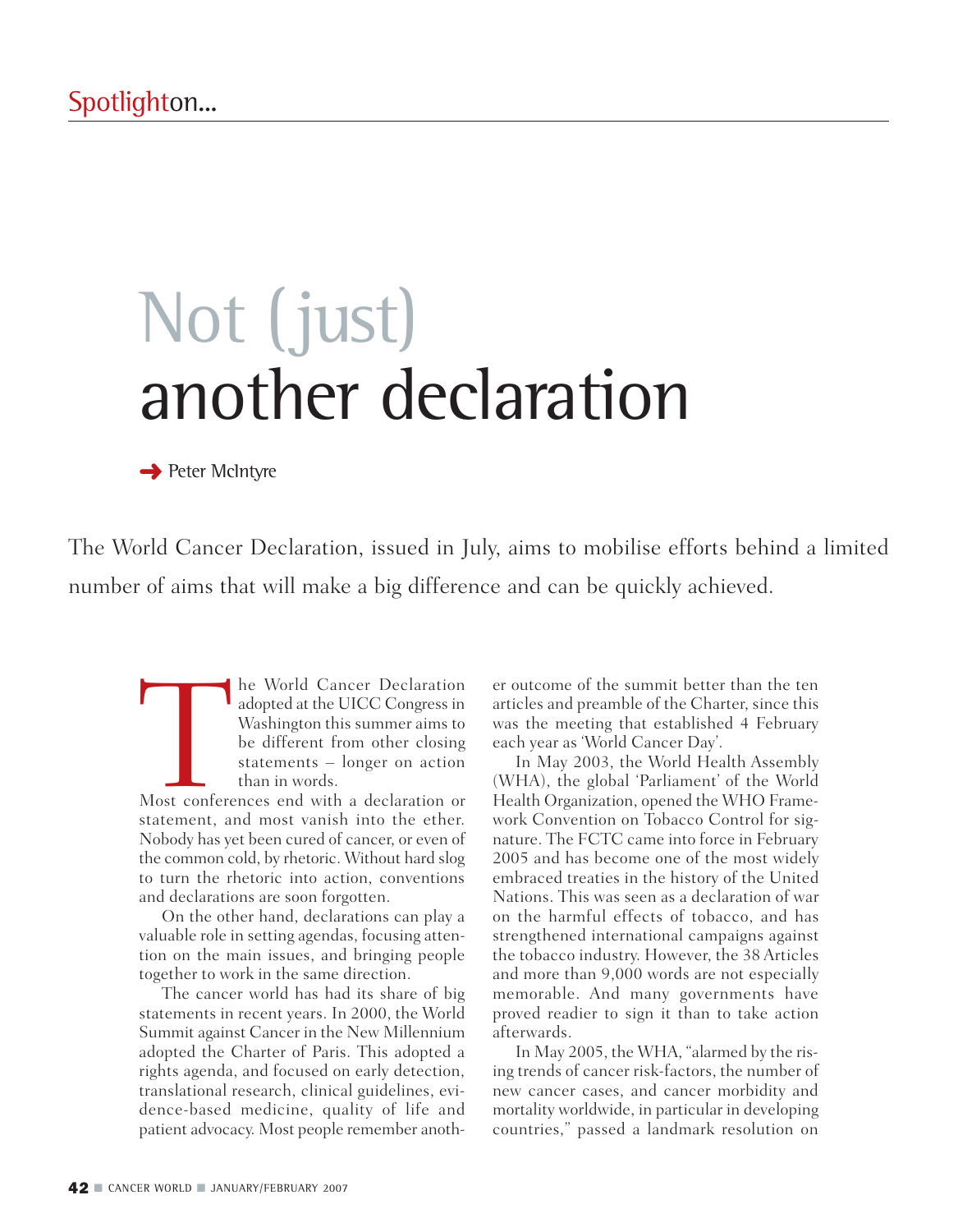Spotlight on...

# Not (just) another declaration

Peter McIntyre

The World Cancer Declaration, issued in July, aims to mobilise efforts behind a limited number of aims that will make a big difference and can be quickly achieved.

The World Cancer Declaration adopted at the UICC Congress in Washington this summer aims to be different from other closing statements – longer on action than in words.

Most conferences end with a declaration or statement, and most vanish into the ether. Nobody has yet been cured of cancer, or even of the common cold, by rhetoric. Without hard slog to turn the rhetoric into action, conventions and declarations are soon forgotten.

On the other hand, declarations can play a valuable role in setting agendas, focusing attention on the main issues, and bringing people together to work in the same direction.

The cancer world has had its share of big statements in recent years. In 2000, the World Summit against Cancer in the New Millennium adopted the Charter of Paris. This adopted a rights agenda, and focused on early detection, translational research, clinical guidelines, evidence-based medicine, quality of life and patient advocacy. Most people remember another outcome of the summit better than the ten articles and preamble of the Charter, since this was the meeting that established 4 February each year as 'World Cancer Day'.

In May 2003, the World Health Assembly (WHA), the global 'Parliament' of the World Health Organization, opened the WHO Framework Convention on Tobacco Control for signature. The FCTC came into force in February 2005 and has become one of the most widely embraced treaties in the history of the United Nations. This was seen as a declaration of war on the harmful effects of tobacco, and has strengthened international campaigns against the tobacco industry. However, the 38 Articles and more than 9,000 words are not especially memorable. And many governments have proved readier to sign it than to take action afterwards.

In May 2005, the WHA, "alarmed by the rising trends of cancer risk-factors, the number of new cancer cases, and cancer morbidity and mortality worldwide, in particular in developing countries," passed a landmark resolution on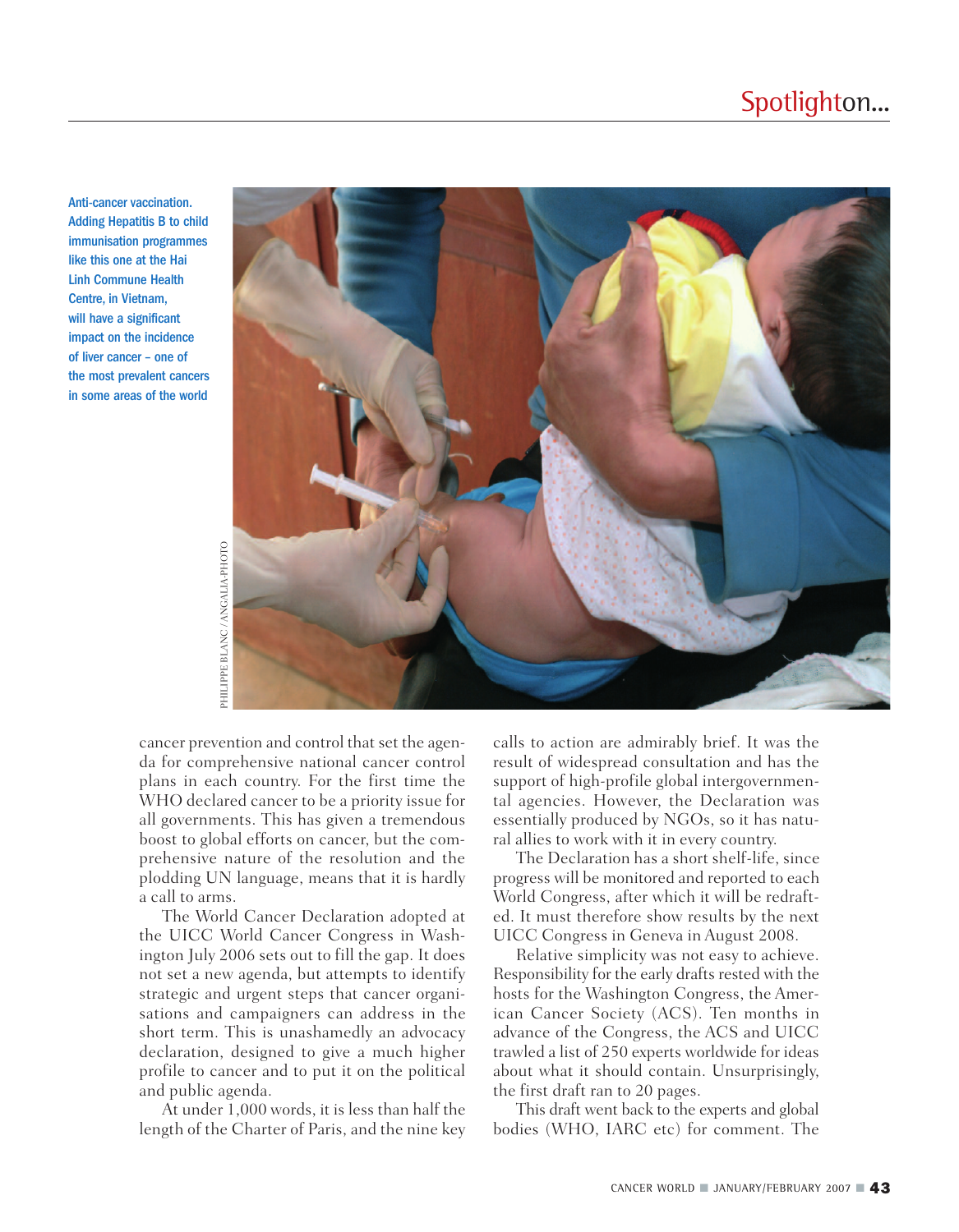Anti-cancer vaccination. Adding Hepatitis B to child immunisation programmes like this one at the Hai Linh Commune Health Centre, in Vietnam, will have a significant impact on the incidence of liver cancer – one of the most prevalent cancers in some areas of the world

PHILIPPE BLANC / ANGALIA-PHOTO

cancer prevention and control that set the agenda for comprehensive national cancer control plans in each country. For the first time the WHO declared cancer to be a priority issue for all governments. This has given a tremendous boost to global efforts on cancer, but the comprehensive nature of the resolution and the plodding UN language, means that it is hardly a call to arms.

The World Cancer Declaration adopted at the UICC World Cancer Congress in Washington July 2006 sets out to fill the gap. It does not set a new agenda, but attempts to identify strategic and urgent steps that cancer organisations and campaigners can address in the short term. This is unashamedly an advocacy declaration, designed to give a much higher profile to cancer and to put it on the political and public agenda.

At under 1,000 words, it is less than half the length of the Charter of Paris, and the nine key calls to action are admirably brief. It was the result of widespread consultation and has the support of high-profile global intergovernmental agencies. However, the Declaration was essentially produced by NGOs, so it has natural allies to work with it in every country.

The Declaration has a short shelf-life, since progress will be monitored and reported to each World Congress, after which it will be redrafted. It must therefore show results by the next UICC Congress in Geneva in August 2008.

Relative simplicity was not easy to achieve. Responsibility for the early drafts rested with the hosts for the Washington Congress, the American Cancer Society (ACS). Ten months in advance of the Congress, the ACS and UICC trawled a list of 250 experts worldwide for ideas about what it should contain. Unsurprisingly, the first draft ran to 20 pages.

This draft went back to the experts and global bodies (WHO, IARC etc) for comment. The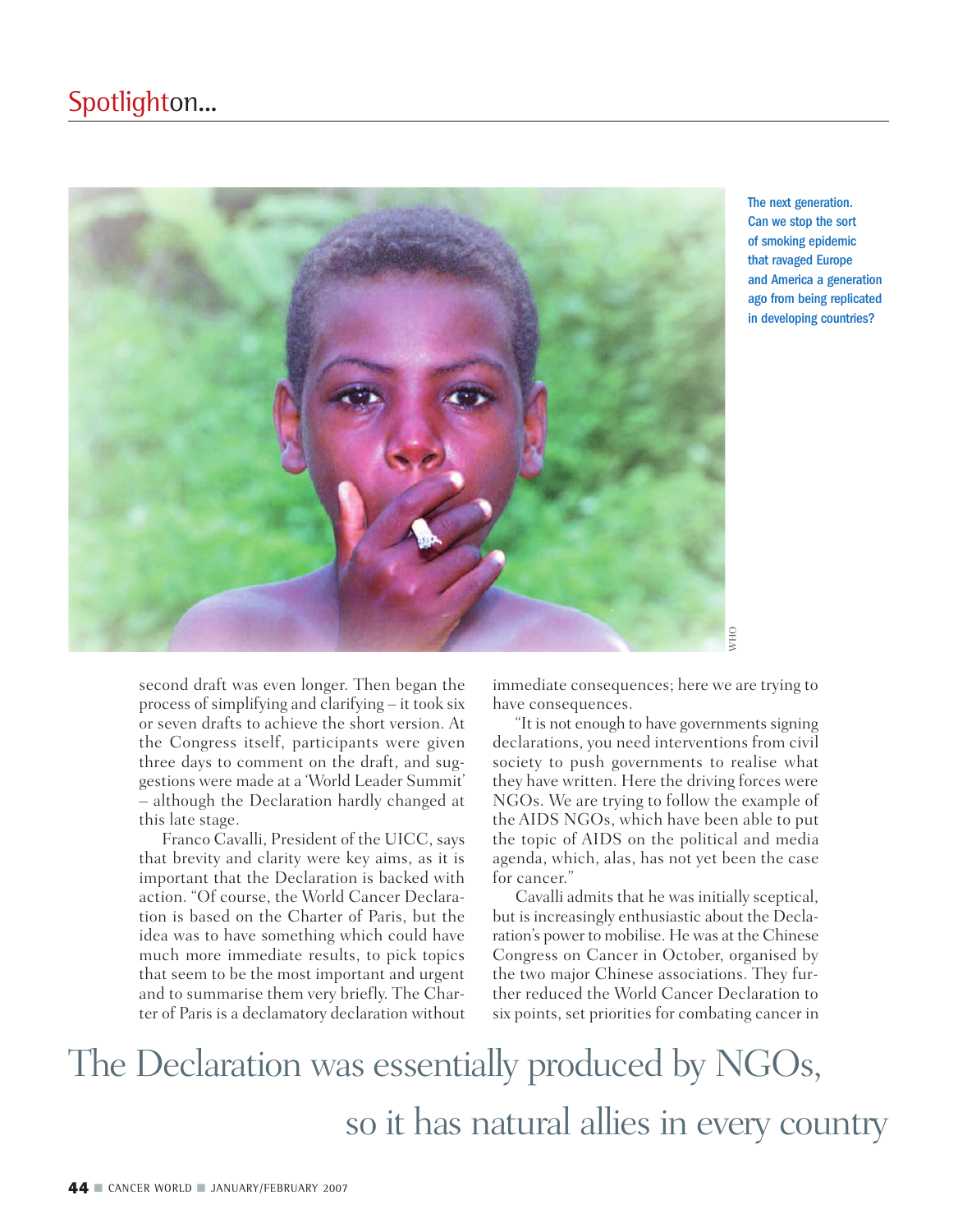The next generation. Can we stop the sort of smoking epidemic that ravaged Europe and America a generation ago from being replicated in developing countries?

second draft was even longer. Then began the process of simplifying and clarifying – it took six or seven drafts to achieve the short version. At the Congress itself, participants were given three days to comment on the draft, and suggestions were made at a 'World Leader Summit' – although the Declaration hardly changed at this late stage.

Franco Cavalli, President of the UICC, says that brevity and clarity were key aims, as it is important that the Declaration is backed with action. "Of course, the World Cancer Declaration is based on the Charter of Paris, but the idea was to have something which could have much more immediate results, to pick topics that seem to be the most important and urgent and to summarise them very briefly. The Charter of Paris is a declamatory declaration without immediate consequences; here we are trying to have consequences.

"It is not enough to have governments signing declarations, you need interventions from civil society to push governments to realise what they have written. Here the driving forces were NGOs. We are trying to follow the example of the AIDS NGOs, which have been able to put the topic of AIDS on the political and media agenda, which, alas, has not yet been the case for cancer."

Cavalli admits that he was initially sceptical, but is increasingly enthusiastic about the Declaration's power to mobilise. He was at the Chinese Congress on Cancer in October, organised by the two major Chinese associations. They further reduced the World Cancer Declaration to six points, set priorities for combating cancer in

The Declaration was essentially produced by NGOs, so it has natural allies in every country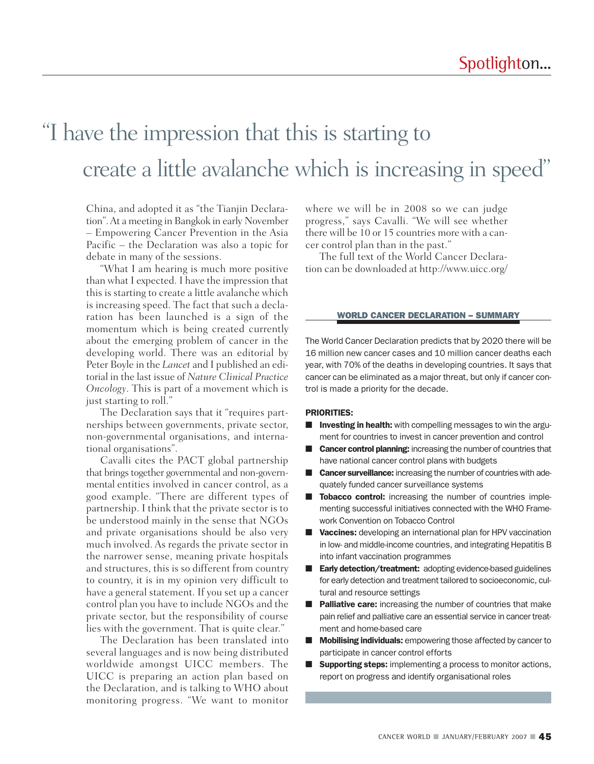# "I have the impression that this is starting to create a little avalanche which is increasing in speed"

China, and adopted it as "the Tianjin Declaration". At a meeting in Bangkok in early November – Empowering Cancer Prevention in the Asia Pacific – the Declaration was also a topic for debate in many of the sessions.

"What I am hearing is much more positive than what I expected. I have the impression that this is starting to create a little avalanche which is increasing speed. The fact that such a declaration has been launched is a sign of the momentum which is being created currently about the emerging problem of cancer in the developing world. There was an editorial by Peter Boyle in the *Lancet* and I published an editorial in the last issue of *Nature Clinical Practice Oncology*. This is part of a movement which is just starting to roll."

The Declaration says that it "requires partnerships between governments, private sector, non-governmental organisations, and international organisations".

Cavalli cites the PACT global partnership that brings together governmental and non-governmental entities involved in cancer control, as a good example. "There are different types of partnership. I think that the private sector is to be understood mainly in the sense that NGOs and private organisations should be also very much involved. As regards the private sector in the narrower sense, meaning private hospitals and structures, this is so different from country to country, it is in my opinion very difficult to have a general statement. If you set up a cancer control plan you have to include NGOs and the private sector, but the responsibility of course lies with the government. That is quite clear."

The Declaration has been translated into several languages and is now being distributed worldwide amongst UICC members. The UICC is preparing an action plan based on the Declaration, and is talking to WHO about monitoring progress. "We want to monitor where we will be in 2008 so we can judge progress," says Cavalli. "We will see whether there will be 10 or 15 countries more with a cancer control plan than in the past."

The full text of the World Cancer Declaration can be downloaded at http://www.uicc.org/

### WORLD CANCER DECLARATION – SUMMARY

The World Cancer Declaration predicts that by 2020 there will be 16 million new cancer cases and 10 million cancer deaths each year, with 70% of the deaths in developing countries. It says that cancer can be eliminated as a major threat, but only if cancer control is made a priority for the decade.

**PRIORITIES:**

- **Investing in health:** with compelling messages to win the argument for countries to invest in cancer prevention and control
- **Cancer control planning:** increasing the number of countries that have national cancer control plans with budgets
- **Cancer surveillance:** increasing the number of countries with adequately funded cancer surveillance systems
- **Tobacco control:** increasing the number of countries implementing successful initiatives connected with the WHO Framework Convention on Tobacco Control
- **Vaccines:** developing an international plan for HPV vaccination in low- and middle-income countries, and integrating Hepatitis B into infant vaccination programmes
- **Early detection/treatment:** adopting evidence-based guidelines for early detection and treatment tailored to socioeconomic, cultural and resource settings
- **Palliative care:** increasing the number of countries that make pain relief and palliative care an essential service in cancer treatment and home-based care
- **Mobilising individuals:** empowering those affected by cancer to participate in cancer control efforts
- **Supporting steps:** implementing a process to monitor actions, report on progress and identify organisational roles